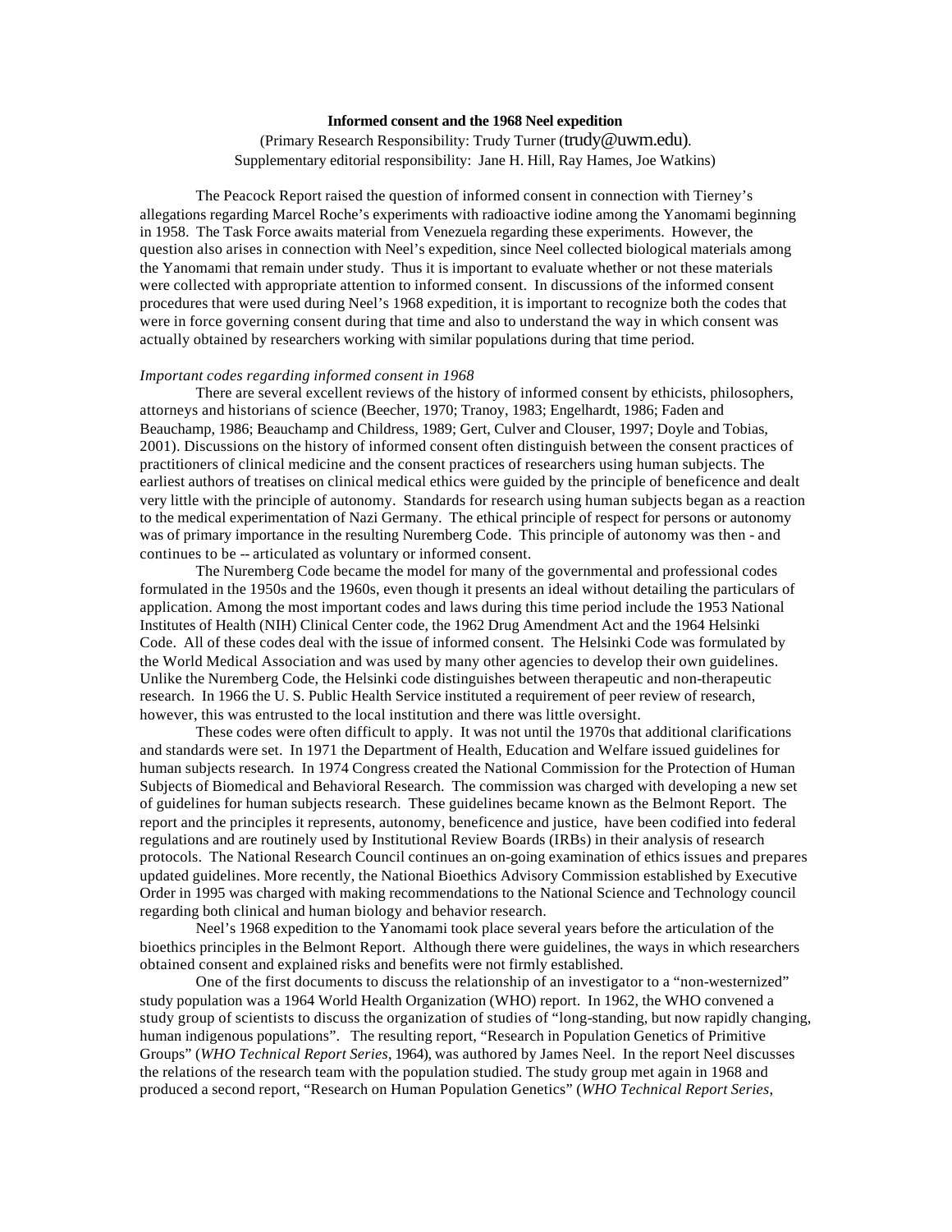**Informed consent and the 1968 Neel expedition**

(Primary Research Responsibility: Trudy Turner (trudy@uwm.edu).
Supplementary editorial responsibility: Jane H. Hill, Ray Hames, Joe Watkins)

The Peacock Report raised the question of informed consent in connection with Tierney's allegations regarding Marcel Roche's experiments with radioactive iodine among the Yanomami beginning in 1958. The Task Force awaits material from Venezuela regarding these experiments. However, the question also arises in connection with Neel's expedition, since Neel collected biological materials among the Yanomami that remain under study. Thus it is important to evaluate whether or not these materials were collected with appropriate attention to informed consent. In discussions of the informed consent procedures that were used during Neel's 1968 expedition, it is important to recognize both the codes that were in force governing consent during that time and also to understand the way in which consent was actually obtained by researchers working with similar populations during that time period.

*Important codes regarding informed consent in 1968*

There are several excellent reviews of the history of informed consent by ethicists, philosophers, attorneys and historians of science (Beecher, 1970; Tranoy, 1983; Engelhardt, 1986; Faden and Beauchamp, 1986; Beauchamp and Childress, 1989; Gert, Culver and Clouser, 1997; Doyle and Tobias, 2001). Discussions on the history of informed consent often distinguish between the consent practices of practitioners of clinical medicine and the consent practices of researchers using human subjects. The earliest authors of treatises on clinical medical ethics were guided by the principle of beneficence and dealt very little with the principle of autonomy. Standards for research using human subjects began as a reaction to the medical experimentation of Nazi Germany. The ethical principle of respect for persons or autonomy was of primary importance in the resulting Nuremberg Code. This principle of autonomy was then - and continues to be -- articulated as voluntary or informed consent.

The Nuremberg Code became the model for many of the governmental and professional codes formulated in the 1950s and the 1960s, even though it presents an ideal without detailing the particulars of application. Among the most important codes and laws during this time period include the 1953 National Institutes of Health (NIH) Clinical Center code, the 1962 Drug Amendment Act and the 1964 Helsinki Code. All of these codes deal with the issue of informed consent. The Helsinki Code was formulated by the World Medical Association and was used by many other agencies to develop their own guidelines. Unlike the Nuremberg Code, the Helsinki code distinguishes between therapeutic and non-therapeutic research. In 1966 the U. S. Public Health Service instituted a requirement of peer review of research, however, this was entrusted to the local institution and there was little oversight.

These codes were often difficult to apply. It was not until the 1970s that additional clarifications and standards were set. In 1971 the Department of Health, Education and Welfare issued guidelines for human subjects research. In 1974 Congress created the National Commission for the Protection of Human Subjects of Biomedical and Behavioral Research. The commission was charged with developing a new set of guidelines for human subjects research. These guidelines became known as the Belmont Report. The report and the principles it represents, autonomy, beneficence and justice, have been codified into federal regulations and are routinely used by Institutional Review Boards (IRBs) in their analysis of research protocols. The National Research Council continues an on-going examination of ethics issues and prepares updated guidelines. More recently, the National Bioethics Advisory Commission established by Executive Order in 1995 was charged with making recommendations to the National Science and Technology council regarding both clinical and human biology and behavior research.

Neel's 1968 expedition to the Yanomami took place several years before the articulation of the bioethics principles in the Belmont Report. Although there were guidelines, the ways in which researchers obtained consent and explained risks and benefits were not firmly established.

One of the first documents to discuss the relationship of an investigator to a "non-westernized" study population was a 1964 World Health Organization (WHO) report. In 1962, the WHO convened a study group of scientists to discuss the organization of studies of "long-standing, but now rapidly changing, human indigenous populations". The resulting report, "Research in Population Genetics of Primitive Groups" (*WHO Technical Report Series*, 1964), was authored by James Neel. In the report Neel discusses the relations of the research team with the population studied. The study group met again in 1968 and produced a second report, "Research on Human Population Genetics" (*WHO Technical Report Series*,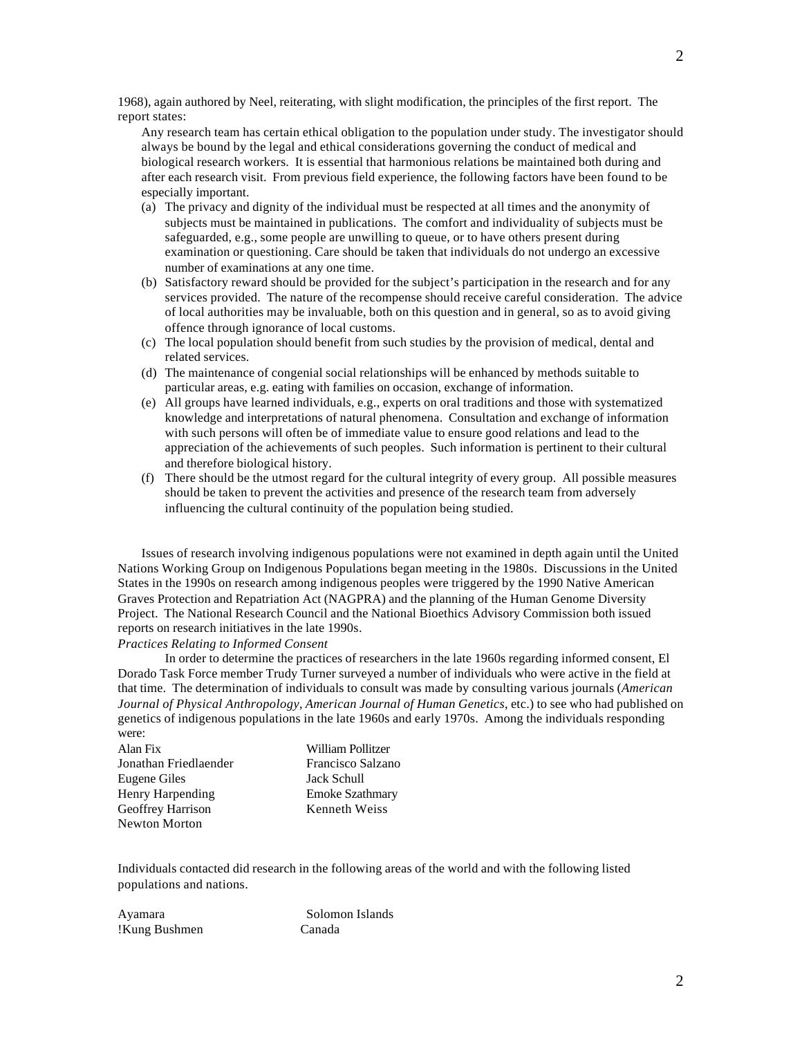1968), again authored by Neel, reiterating, with slight modification, the principles of the first report. The report states:

> Any research team has certain ethical obligation to the population under study. The investigator should always be bound by the legal and ethical considerations governing the conduct of medical and biological research workers. It is essential that harmonious relations be maintained both during and after each research visit. From previous field experience, the following factors have been found to be especially important.
>
> (a) The privacy and dignity of the individual must be respected at all times and the anonymity of subjects must be maintained in publications. The comfort and individuality of subjects must be safeguarded, e.g., some people are unwilling to queue, or to have others present during examination or questioning. Care should be taken that individuals do not undergo an excessive number of examinations at any one time.
>
> (b) Satisfactory reward should be provided for the subject's participation in the research and for any services provided. The nature of the recompense should receive careful consideration. The advice of local authorities may be invaluable, both on this question and in general, so as to avoid giving offence through ignorance of local customs.
>
> (c) The local population should benefit from such studies by the provision of medical, dental and related services.
>
> (d) The maintenance of congenial social relationships will be enhanced by methods suitable to particular areas, e.g. eating with families on occasion, exchange of information.
>
> (e) All groups have learned individuals, e.g., experts on oral traditions and those with systematized knowledge and interpretations of natural phenomena. Consultation and exchange of information with such persons will often be of immediate value to ensure good relations and lead to the appreciation of the achievements of such peoples. Such information is pertinent to their cultural and therefore biological history.
>
> (f) There should be the utmost regard for the cultural integrity of every group. All possible measures should be taken to prevent the activities and presence of the research team from adversely influencing the cultural continuity of the population being studied.

Issues of research involving indigenous populations were not examined in depth again until the United Nations Working Group on Indigenous Populations began meeting in the 1980s. Discussions in the United States in the 1990s on research among indigenous peoples were triggered by the 1990 Native American Graves Protection and Repatriation Act (NAGPRA) and the planning of the Human Genome Diversity Project. The National Research Council and the National Bioethics Advisory Commission both issued reports on research initiatives in the late 1990s.

*Practices Relating to Informed Consent*

In order to determine the practices of researchers in the late 1960s regarding informed consent, El Dorado Task Force member Trudy Turner surveyed a number of individuals who were active in the field at that time. The determination of individuals to consult was made by consulting various journals (*American Journal of Physical Anthropology*, *American Journal of Human Genetics*, etc.) to see who had published on genetics of indigenous populations in the late 1960s and early 1970s. Among the individuals responding were:

| | |
|---|---|
| Alan Fix | William Pollitzer |
| Jonathan Friedlaender | Francisco Salzano |
| Eugene Giles | Jack Schull |
| Henry Harpending | Emoke Szathmary |
| Geoffrey Harrison | Kenneth Weiss |
| Newton Morton | |

Individuals contacted did research in the following areas of the world and with the following listed populations and nations.

| | |
|---|---|
| Ayamara | Solomon Islands |
| !Kung Bushmen | Canada |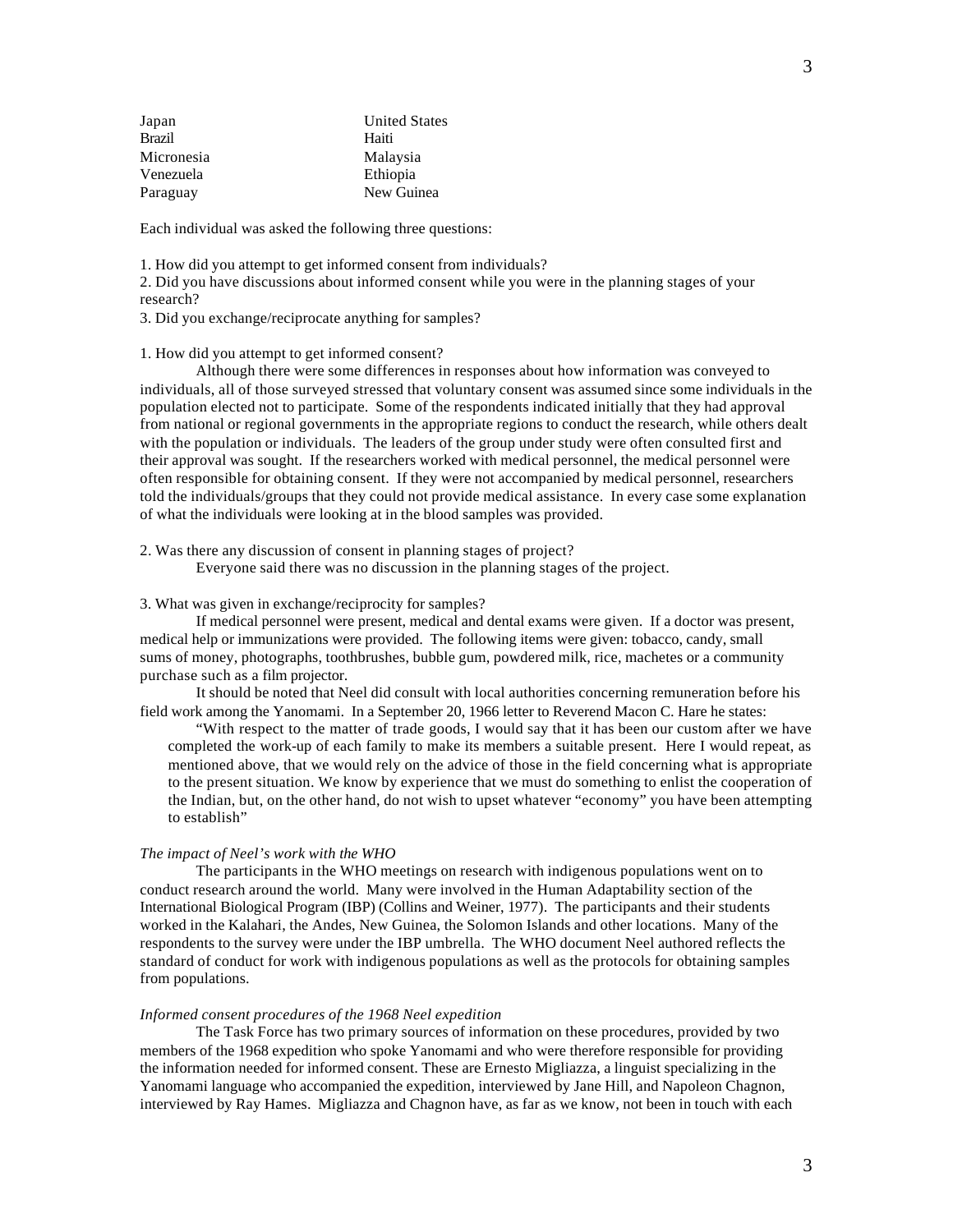| | |
|---|---|
| Japan | United States |
| Brazil | Haiti |
| Micronesia | Malaysia |
| Venezuela | Ethiopia |
| Paraguay | New Guinea |

Each individual was asked the following three questions:

1. How did you attempt to get informed consent from individuals?
2. Did you have discussions about informed consent while you were in the planning stages of your research?
3. Did you exchange/reciprocate anything for samples?

1. How did you attempt to get informed consent?

Although there were some differences in responses about how information was conveyed to individuals, all of those surveyed stressed that voluntary consent was assumed since some individuals in the population elected not to participate. Some of the respondents indicated initially that they had approval from national or regional governments in the appropriate regions to conduct the research, while others dealt with the population or individuals. The leaders of the group under study were often consulted first and their approval was sought. If the researchers worked with medical personnel, the medical personnel were often responsible for obtaining consent. If they were not accompanied by medical personnel, researchers told the individuals/groups that they could not provide medical assistance. In every case some explanation of what the individuals were looking at in the blood samples was provided.

2. Was there any discussion of consent in planning stages of project?

Everyone said there was no discussion in the planning stages of the project.

3. What was given in exchange/reciprocity for samples?

If medical personnel were present, medical and dental exams were given. If a doctor was present, medical help or immunizations were provided. The following items were given: tobacco, candy, small sums of money, photographs, toothbrushes, bubble gum, powdered milk, rice, machetes or a community purchase such as a film projector.

It should be noted that Neel did consult with local authorities concerning remuneration before his field work among the Yanomami. In a September 20, 1966 letter to Reverend Macon C. Hare he states:

> "With respect to the matter of trade goods, I would say that it has been our custom after we have completed the work-up of each family to make its members a suitable present. Here I would repeat, as mentioned above, that we would rely on the advice of those in the field concerning what is appropriate to the present situation. We know by experience that we must do something to enlist the cooperation of the Indian, but, on the other hand, do not wish to upset whatever "economy" you have been attempting to establish"

*The impact of Neel's work with the WHO*

The participants in the WHO meetings on research with indigenous populations went on to conduct research around the world. Many were involved in the Human Adaptability section of the International Biological Program (IBP) (Collins and Weiner, 1977). The participants and their students worked in the Kalahari, the Andes, New Guinea, the Solomon Islands and other locations. Many of the respondents to the survey were under the IBP umbrella. The WHO document Neel authored reflects the standard of conduct for work with indigenous populations as well as the protocols for obtaining samples from populations.

*Informed consent procedures of the 1968 Neel expedition*

The Task Force has two primary sources of information on these procedures, provided by two members of the 1968 expedition who spoke Yanomami and who were therefore responsible for providing the information needed for informed consent. These are Ernesto Migliazza, a linguist specializing in the Yanomami language who accompanied the expedition, interviewed by Jane Hill, and Napoleon Chagnon, interviewed by Ray Hames. Migliazza and Chagnon have, as far as we know, not been in touch with each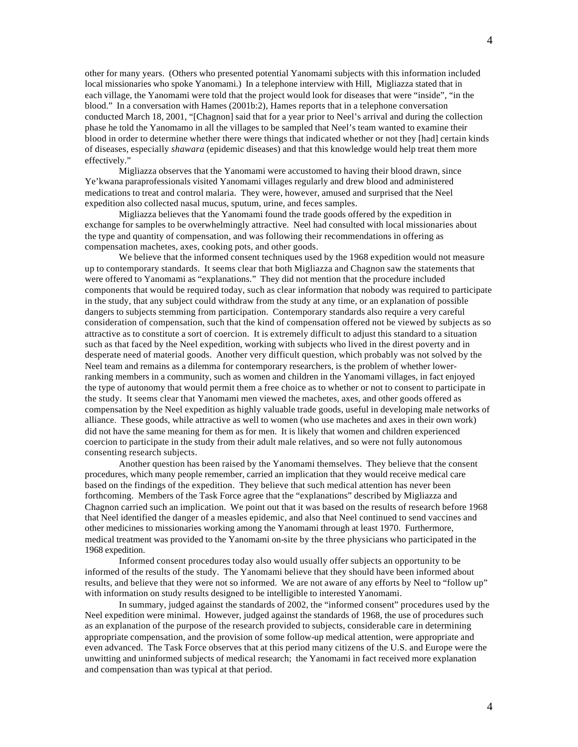other for many years. (Others who presented potential Yanomami subjects with this information included local missionaries who spoke Yanomami.) In a telephone interview with Hill, Migliazza stated that in each village, the Yanomami were told that the project would look for diseases that were "inside", "in the blood." In a conversation with Hames (2001b:2), Hames reports that in a telephone conversation conducted March 18, 2001, "[Chagnon] said that for a year prior to Neel's arrival and during the collection phase he told the Yanomamo in all the villages to be sampled that Neel's team wanted to examine their blood in order to determine whether there were things that indicated whether or not they [had] certain kinds of diseases, especially *shawara* (epidemic diseases) and that this knowledge would help treat them more effectively."

Migliazza observes that the Yanomami were accustomed to having their blood drawn, since Ye'kwana paraprofessionals visited Yanomami villages regularly and drew blood and administered medications to treat and control malaria. They were, however, amused and surprised that the Neel expedition also collected nasal mucus, sputum, urine, and feces samples.

Migliazza believes that the Yanomami found the trade goods offered by the expedition in exchange for samples to be overwhelmingly attractive. Neel had consulted with local missionaries about the type and quantity of compensation, and was following their recommendations in offering as compensation machetes, axes, cooking pots, and other goods.

We believe that the informed consent techniques used by the 1968 expedition would not measure up to contemporary standards. It seems clear that both Migliazza and Chagnon saw the statements that were offered to Yanomami as "explanations." They did not mention that the procedure included components that would be required today, such as clear information that nobody was required to participate in the study, that any subject could withdraw from the study at any time, or an explanation of possible dangers to subjects stemming from participation. Contemporary standards also require a very careful consideration of compensation, such that the kind of compensation offered not be viewed by subjects as so attractive as to constitute a sort of coercion. It is extremely difficult to adjust this standard to a situation such as that faced by the Neel expedition, working with subjects who lived in the direst poverty and in desperate need of material goods. Another very difficult question, which probably was not solved by the Neel team and remains as a dilemma for contemporary researchers, is the problem of whether lower-ranking members in a community, such as women and children in the Yanomami villages, in fact enjoyed the type of autonomy that would permit them a free choice as to whether or not to consent to participate in the study. It seems clear that Yanomami men viewed the machetes, axes, and other goods offered as compensation by the Neel expedition as highly valuable trade goods, useful in developing male networks of alliance. These goods, while attractive as well to women (who use machetes and axes in their own work) did not have the same meaning for them as for men. It is likely that women and children experienced coercion to participate in the study from their adult male relatives, and so were not fully autonomous consenting research subjects.

Another question has been raised by the Yanomami themselves. They believe that the consent procedures, which many people remember, carried an implication that they would receive medical care based on the findings of the expedition. They believe that such medical attention has never been forthcoming. Members of the Task Force agree that the "explanations" described by Migliazza and Chagnon carried such an implication. We point out that it was based on the results of research before 1968 that Neel identified the danger of a measles epidemic, and also that Neel continued to send vaccines and other medicines to missionaries working among the Yanomami through at least 1970. Furthermore, medical treatment was provided to the Yanomami on-site by the three physicians who participated in the 1968 expedition.

Informed consent procedures today also would usually offer subjects an opportunity to be informed of the results of the study. The Yanomami believe that they should have been informed about results, and believe that they were not so informed. We are not aware of any efforts by Neel to "follow up" with information on study results designed to be intelligible to interested Yanomami.

In summary, judged against the standards of 2002, the "informed consent" procedures used by the Neel expedition were minimal. However, judged against the standards of 1968, the use of procedures such as an explanation of the purpose of the research provided to subjects, considerable care in determining appropriate compensation, and the provision of some follow-up medical attention, were appropriate and even advanced. The Task Force observes that at this period many citizens of the U.S. and Europe were the unwitting and uninformed subjects of medical research; the Yanomami in fact received more explanation and compensation than was typical at that period.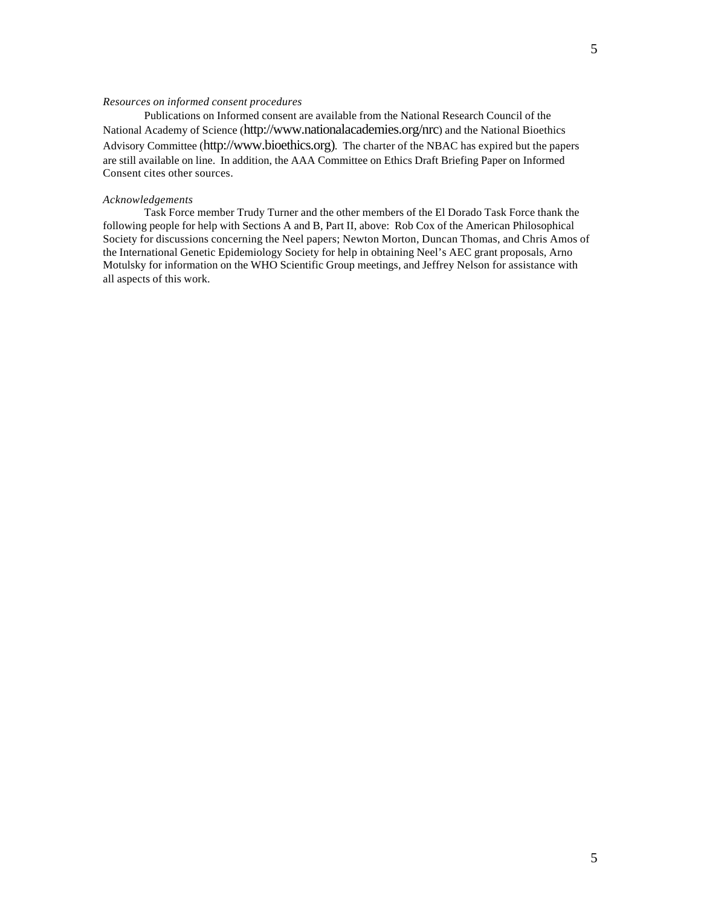*Resources on informed consent procedures*

Publications on Informed consent are available from the National Research Council of the National Academy of Science (http://www.nationalacademies.org/nrc) and the National Bioethics Advisory Committee (http://www.bioethics.org). The charter of the NBAC has expired but the papers are still available on line. In addition, the AAA Committee on Ethics Draft Briefing Paper on Informed Consent cites other sources.

*Acknowledgements*

Task Force member Trudy Turner and the other members of the El Dorado Task Force thank the following people for help with Sections A and B, Part II, above: Rob Cox of the American Philosophical Society for discussions concerning the Neel papers; Newton Morton, Duncan Thomas, and Chris Amos of the International Genetic Epidemiology Society for help in obtaining Neel's AEC grant proposals, Arno Motulsky for information on the WHO Scientific Group meetings, and Jeffrey Nelson for assistance with all aspects of this work.